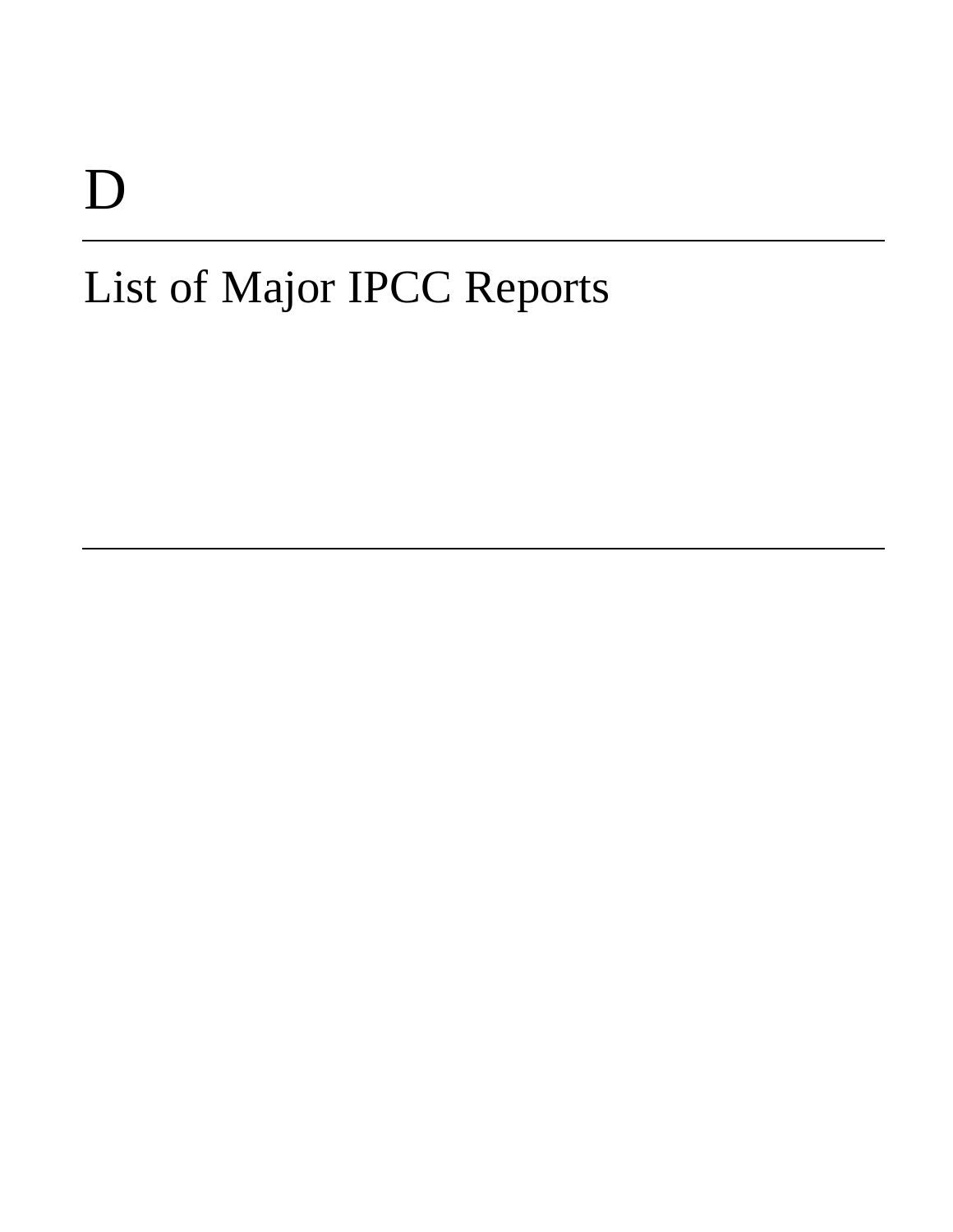# D

## List of Major IPCC Reports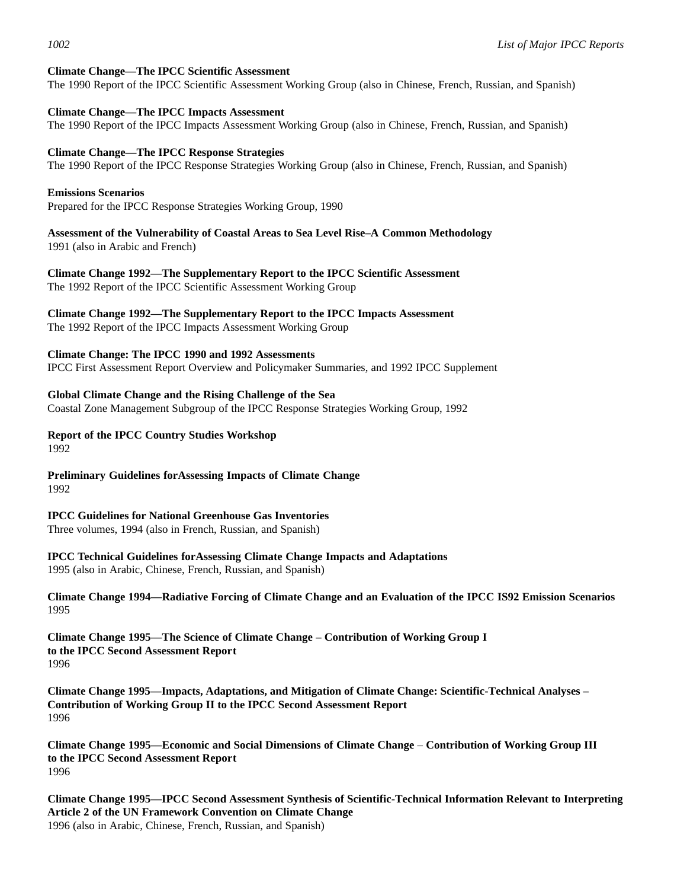**Climate Change—The IPCC Scientific Assessment**
The 1990 Report of the IPCC Scientific Assessment Working Group (also in Chinese, French, Russian, and Spanish)

**Climate Change—The IPCC Impacts Assessment**
The 1990 Report of the IPCC Impacts Assessment Working Group (also in Chinese, French, Russian, and Spanish)

**Climate Change—The IPCC Response Strategies**
The 1990 Report of the IPCC Response Strategies Working Group (also in Chinese, French, Russian, and Spanish)

**Emissions Scenarios**
Prepared for the IPCC Response Strategies Working Group, 1990

**Assessment of the Vulnerability of Coastal Areas to Sea Level Rise–A Common Methodology**
1991 (also in Arabic and French)

**Climate Change 1992—The Supplementary Report to the IPCC Scientific Assessment**
The 1992 Report of the IPCC Scientific Assessment Working Group

**Climate Change 1992—The Supplementary Report to the IPCC Impacts Assessment**
The 1992 Report of the IPCC Impacts Assessment Working Group

**Climate Change: The IPCC 1990 and 1992 Assessments**
IPCC First Assessment Report Overview and Policymaker Summaries, and 1992 IPCC Supplement

**Global Climate Change and the Rising Challenge of the Sea**
Coastal Zone Management Subgroup of the IPCC Response Strategies Working Group, 1992

**Report of the IPCC Country Studies Workshop**
1992

**Preliminary Guidelines forAssessing Impacts of Climate Change**
1992

**IPCC Guidelines for National Greenhouse Gas Inventories**
Three volumes, 1994 (also in French, Russian, and Spanish)

**IPCC Technical Guidelines forAssessing Climate Change Impacts and Adaptations**
1995 (also in Arabic, Chinese, French, Russian, and Spanish)

**Climate Change 1994—Radiative Forcing of Climate Change and an Evaluation of the IPCC IS92 Emission Scenarios**
1995

**Climate Change 1995—The Science of Climate Change – Contribution of Working Group I to the IPCC Second Assessment Report**
1996

**Climate Change 1995—Impacts, Adaptations, and Mitigation of Climate Change: Scientific-Technical Analyses – Contribution of Working Group II to the IPCC Second Assessment Report**
1996

**Climate Change 1995—Economic and Social Dimensions of Climate Change – Contribution of Working Group III to the IPCC Second Assessment Report**
1996

**Climate Change 1995—IPCC Second Assessment Synthesis of Scientific-Technical Information Relevant to Interpreting Article 2 of the UN Framework Convention on Climate Change**
1996 (also in Arabic, Chinese, French, Russian, and Spanish)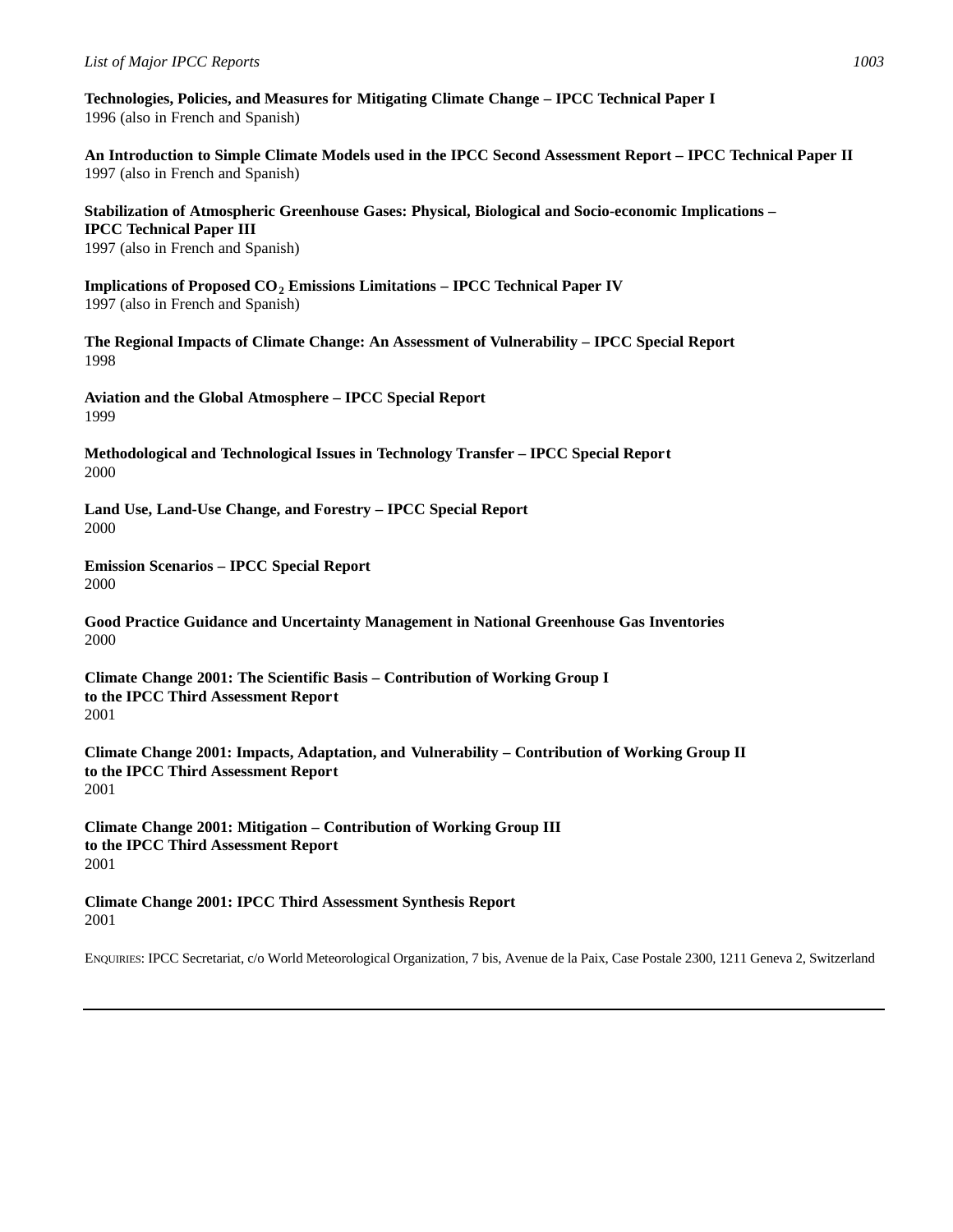**Technologies, Policies, and Measures for Mitigating Climate Change – IPCC Technical Paper I**
1996 (also in French and Spanish)

**An Introduction to Simple Climate Models used in the IPCC Second Assessment Report – IPCC Technical Paper II**
1997 (also in French and Spanish)

**Stabilization of Atmospheric Greenhouse Gases: Physical, Biological and Socio-economic Implications – IPCC Technical Paper III**
1997 (also in French and Spanish)

**Implications of Proposed $CO_2$ Emissions Limitations – IPCC Technical Paper IV**
1997 (also in French and Spanish)

**The Regional Impacts of Climate Change: An Assessment of Vulnerability – IPCC Special Report**
1998

**Aviation and the Global Atmosphere – IPCC Special Report**
1999

**Methodological and Technological Issues in Technology Transfer – IPCC Special Report**
2000

**Land Use, Land-Use Change, and Forestry – IPCC Special Report**
2000

**Emission Scenarios – IPCC Special Report**
2000

**Good Practice Guidance and Uncertainty Management in National Greenhouse Gas Inventories**
2000

**Climate Change 2001: The Scientific Basis – Contribution of Working Group I to the IPCC Third Assessment Report**
2001

**Climate Change 2001: Impacts, Adaptation, and Vulnerability – Contribution of Working Group II to the IPCC Third Assessment Report**
2001

**Climate Change 2001: Mitigation – Contribution of Working Group III to the IPCC Third Assessment Report**
2001

**Climate Change 2001: IPCC Third Assessment Synthesis Report**
2001

ENQUIRIES: IPCC Secretariat, c/o World Meteorological Organization, 7 bis, Avenue de la Paix, Case Postale 2300, 1211 Geneva 2, Switzerland